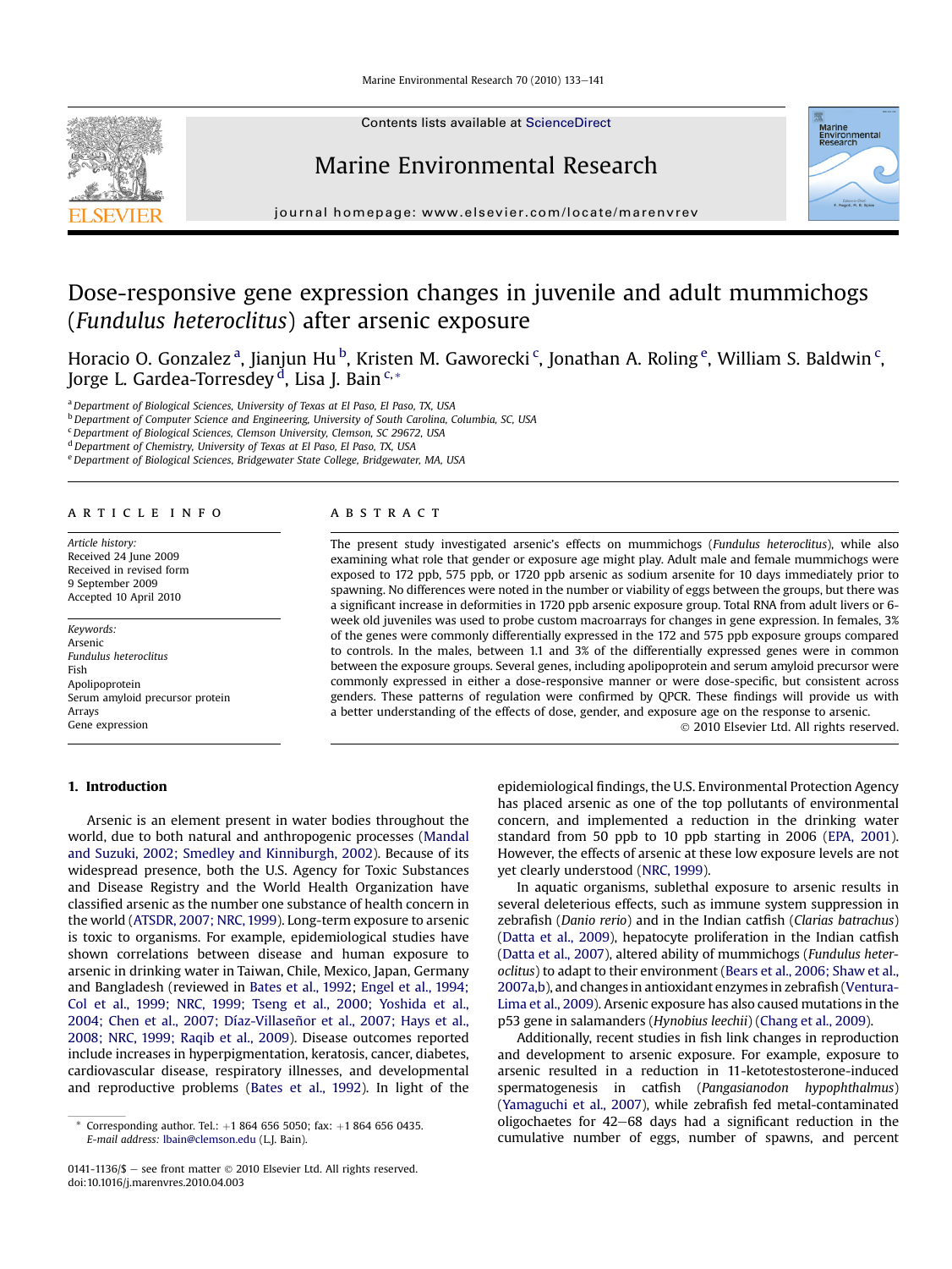# Dose-responsive gene expression changes in juvenile and adult mummichogs (*Fundulus heteroclitus*) after arsenic exposure

Horacio O. Gonzalez [a], Jianjun Hu [b], Kristen M. Gaworecki [c], Jonathan A. Roling [e], William S. Baldwin [c], Jorge L. Gardea-Torresdey [d], Lisa J. Bain [c,*]

[a] Department of Biological Sciences, University of Texas at El Paso, El Paso, TX, USA
[b] Department of Computer Science and Engineering, University of South Carolina, Columbia, SC, USA
[c] Department of Biological Sciences, Clemson University, Clemson, SC 29672, USA
[d] Department of Chemistry, University of Texas at El Paso, El Paso, TX, USA
[e] Department of Biological Sciences, Bridgewater State College, Bridgewater, MA, USA

## ARTICLE INFO

*Article history:*
Received 24 June 2009
Received in revised form 9 September 2009
Accepted 10 April 2010

*Keywords:*
Arsenic
*Fundulus heteroclitus*
Fish
Apolipoprotein
Serum amyloid precursor protein
Arrays
Gene expression

## ABSTRACT

The present study investigated arsenic's effects on mummichogs (*Fundulus heteroclitus*), while also examining what role that gender or exposure age might play. Adult male and female mummichogs were exposed to 172 ppb, 575 ppb, or 1720 ppb arsenic as sodium arsenite for 10 days immediately prior to spawning. No differences were noted in the number or viability of eggs between the groups, but there was a significant increase in deformities in 1720 ppb arsenic exposure group. Total RNA from adult livers or 6-week old juveniles was used to probe custom macroarrays for changes in gene expression. In females, 3% of the genes were commonly differentially expressed in the 172 and 575 ppb exposure groups compared to controls. In the males, between 1.1 and 3% of the differentially expressed genes were in common between the exposure groups. Several genes, including apolipoprotein and serum amyloid precursor were commonly expressed in either a dose-responsive manner or were dose-specific, but consistent across genders. These patterns of regulation were confirmed by QPCR. These findings will provide us with a better understanding of the effects of dose, gender, and exposure age on the response to arsenic.

© 2010 Elsevier Ltd. All rights reserved.

## 1. Introduction

Arsenic is an element present in water bodies throughout the world, due to both natural and anthropogenic processes (Mandal and Suzuki, 2002; Smedley and Kinniburgh, 2002). Because of its widespread presence, both the U.S. Agency for Toxic Substances and Disease Registry and the World Health Organization have classified arsenic as the number one substance of health concern in the world (ATSDR, 2007; NRC, 1999). Long-term exposure to arsenic is toxic to organisms. For example, epidemiological studies have shown correlations between disease and human exposure to arsenic in drinking water in Taiwan, Chile, Mexico, Japan, Germany and Bangladesh (reviewed in Bates et al., 1992; Engel et al., 1994; Col et al., 1999; NRC, 1999; Tseng et al., 2000; Yoshida et al., 2004; Chen et al., 2007; Díaz-Villaseñor et al., 2007; Hays et al., 2008; NRC, 1999; Raqib et al., 2009). Disease outcomes reported include increases in hyperpigmentation, keratosis, cancer, diabetes, cardiovascular disease, respiratory illnesses, and developmental and reproductive problems (Bates et al., 1992). In light of the epidemiological findings, the U.S. Environmental Protection Agency has placed arsenic as one of the top pollutants of environmental concern, and implemented a reduction in the drinking water standard from 50 ppb to 10 ppb starting in 2006 (EPA, 2001). However, the effects of arsenic at these low exposure levels are not yet clearly understood (NRC, 1999).

In aquatic organisms, sublethal exposure to arsenic results in several deleterious effects, such as immune system suppression in zebrafish (*Danio rerio*) and in the Indian catfish (*Clarias batrachus*) (Datta et al., 2009), hepatocyte proliferation in the Indian catfish (Datta et al., 2007), altered ability of mummichogs (*Fundulus heteroclitus*) to adapt to their environment (Bears et al., 2006; Shaw et al., 2007a,b), and changes in antioxidant enzymes in zebrafish (Ventura-Lima et al., 2009). Arsenic exposure has also caused mutations in the p53 gene in salamanders (*Hynobius leechii*) (Chang et al., 2009).

Additionally, recent studies in fish link changes in reproduction and development to arsenic exposure. For example, exposure to arsenic resulted in a reduction in 11-ketotestosterone-induced spermatogenesis in catfish (*Pangasianodon hypophthalmus*) (Yamaguchi et al., 2007), while zebrafish fed metal-contaminated oligochaetes for 42–68 days had a significant reduction in the cumulative number of eggs, number of spawns, and percent

\* Corresponding author. Tel.: +1 864 656 5050; fax: +1 864 656 0435.
*E-mail address:* lbain@clemson.edu (L.J. Bain).

0141-1136/$ – see front matter © 2010 Elsevier Ltd. All rights reserved.
doi:10.1016/j.marenvres.2010.04.003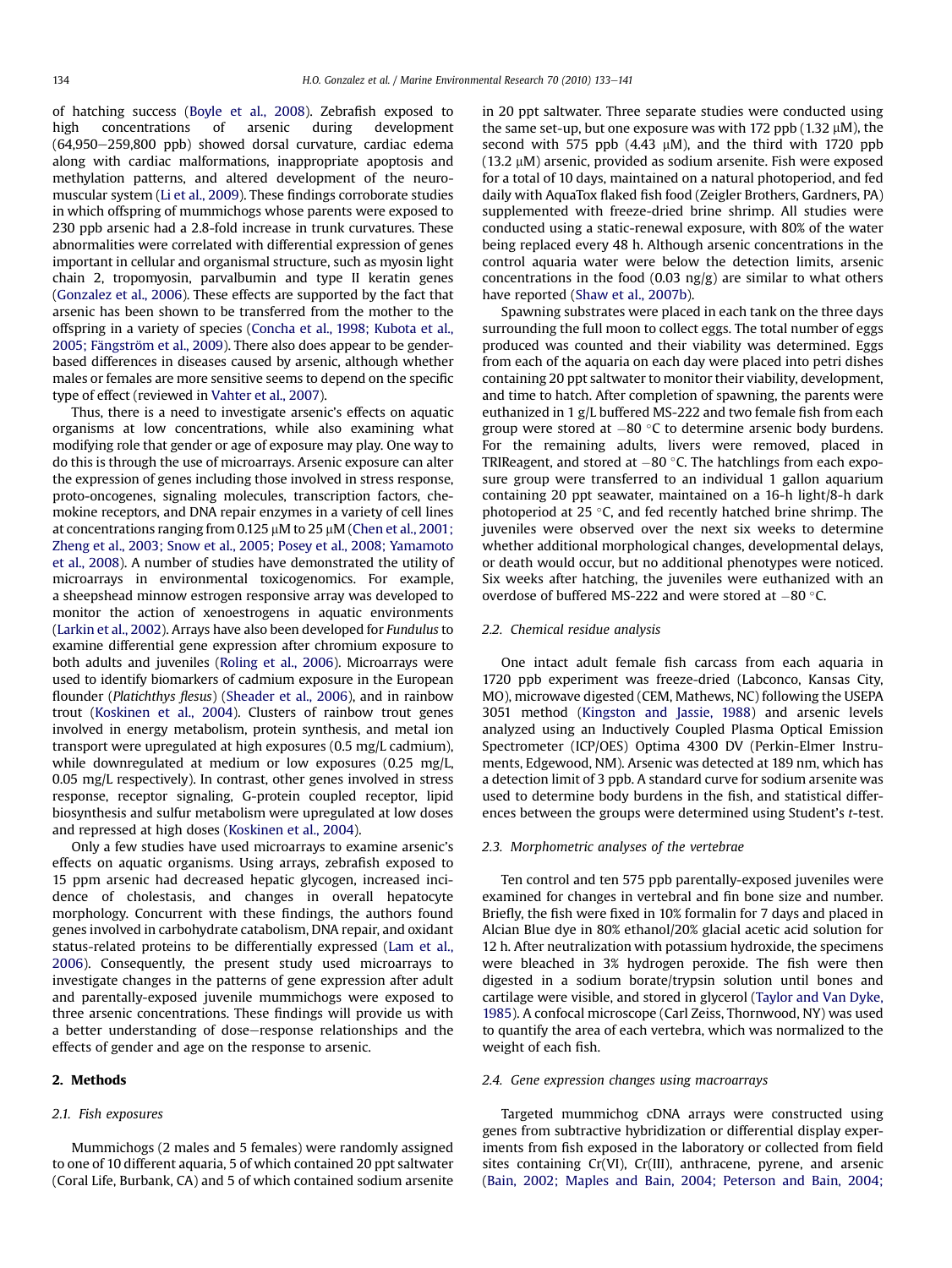of hatching success (Boyle et al., 2008). Zebrafish exposed to high concentrations of arsenic during development (64,950–259,800 ppb) showed dorsal curvature, cardiac edema along with cardiac malformations, inappropriate apoptosis and methylation patterns, and altered development of the neuromuscular system (Li et al., 2009). These findings corroborate studies in which offspring of mummichogs whose parents were exposed to 230 ppb arsenic had a 2.8-fold increase in trunk curvatures. These abnormalities were correlated with differential expression of genes important in cellular and organismal structure, such as myosin light chain 2, tropomyosin, parvalbumin and type II keratin genes (Gonzalez et al., 2006). These effects are supported by the fact that arsenic has been shown to be transferred from the mother to the offspring in a variety of species (Concha et al., 1998; Kubota et al., 2005; Fängström et al., 2009). There also does appear to be gender-based differences in diseases caused by arsenic, although whether males or females are more sensitive seems to depend on the specific type of effect (reviewed in Vahter et al., 2007).

Thus, there is a need to investigate arsenic's effects on aquatic organisms at low concentrations, while also examining what modifying role that gender or age of exposure may play. One way to do this is through the use of microarrays. Arsenic exposure can alter the expression of genes including those involved in stress response, proto-oncogenes, signaling molecules, transcription factors, chemokine receptors, and DNA repair enzymes in a variety of cell lines at concentrations ranging from 0.125 μM to 25 μM (Chen et al., 2001; Zheng et al., 2003; Snow et al., 2005; Posey et al., 2008; Yamamoto et al., 2008). A number of studies have demonstrated the utility of microarrays in environmental toxicogenomics. For example, a sheepshead minnow estrogen responsive array was developed to monitor the action of xenoestrogens in aquatic environments (Larkin et al., 2002). Arrays have also been developed for *Fundulus* to examine differential gene expression after chromium exposure to both adults and juveniles (Roling et al., 2006). Microarrays were used to identify biomarkers of cadmium exposure in the European flounder (*Platichthys flesus*) (Sheader et al., 2006), and in rainbow trout (Koskinen et al., 2004). Clusters of rainbow trout genes involved in energy metabolism, protein synthesis, and metal ion transport were upregulated at high exposures (0.5 mg/L cadmium), while downregulated at medium or low exposures (0.25 mg/L, 0.05 mg/L respectively). In contrast, other genes involved in stress response, receptor signaling, G-protein coupled receptor, lipid biosynthesis and sulfur metabolism were upregulated at low doses and repressed at high doses (Koskinen et al., 2004).

Only a few studies have used microarrays to examine arsenic's effects on aquatic organisms. Using arrays, zebrafish exposed to 15 ppm arsenic had decreased hepatic glycogen, increased incidence of cholestasis, and changes in overall hepatocyte morphology. Concurrent with these findings, the authors found genes involved in carbohydrate catabolism, DNA repair, and oxidant status-related proteins to be differentially expressed (Lam et al., 2006). Consequently, the present study used microarrays to investigate changes in the patterns of gene expression after adult and parentally-exposed juvenile mummichogs were exposed to three arsenic concentrations. These findings will provide us with a better understanding of dose–response relationships and the effects of gender and age on the response to arsenic.

## 2. Methods

### 2.1. Fish exposures

Mummichogs (2 males and 5 females) were randomly assigned to one of 10 different aquaria, 5 of which contained 20 ppt saltwater (Coral Life, Burbank, CA) and 5 of which contained sodium arsenite in 20 ppt saltwater. Three separate studies were conducted using the same set-up, but one exposure was with 172 ppb (1.32 μM), the second with 575 ppb (4.43 μM), and the third with 1720 ppb (13.2 μM) arsenic, provided as sodium arsenite. Fish were exposed for a total of 10 days, maintained on a natural photoperiod, and fed daily with AquaTox flaked fish food (Zeigler Brothers, Gardners, PA) supplemented with freeze-dried brine shrimp. All studies were conducted using a static-renewal exposure, with 80% of the water being replaced every 48 h. Although arsenic concentrations in the control aquaria water were below the detection limits, arsenic concentrations in the food (0.03 ng/g) are similar to what others have reported (Shaw et al., 2007b).

Spawning substrates were placed in each tank on the three days surrounding the full moon to collect eggs. The total number of eggs produced was counted and their viability was determined. Eggs from each of the aquaria on each day were placed into petri dishes containing 20 ppt saltwater to monitor their viability, development, and time to hatch. After completion of spawning, the parents were euthanized in 1 g/L buffered MS-222 and two female fish from each group were stored at −80 °C to determine arsenic body burdens. For the remaining adults, livers were removed, placed in TRIReagent, and stored at −80 °C. The hatchlings from each exposure group were transferred to an individual 1 gallon aquarium containing 20 ppt seawater, maintained on a 16-h light/8-h dark photoperiod at 25 °C, and fed recently hatched brine shrimp. The juveniles were observed over the next six weeks to determine whether additional morphological changes, developmental delays, or death would occur, but no additional phenotypes were noticed. Six weeks after hatching, the juveniles were euthanized with an overdose of buffered MS-222 and were stored at −80 °C.

### 2.2. Chemical residue analysis

One intact adult female fish carcass from each aquaria in 1720 ppb experiment was freeze-dried (Labconco, Kansas City, MO), microwave digested (CEM, Mathews, NC) following the USEPA 3051 method (Kingston and Jassie, 1988) and arsenic levels analyzed using an Inductively Coupled Plasma Optical Emission Spectrometer (ICP/OES) Optima 4300 DV (Perkin-Elmer Instruments, Edgewood, NM). Arsenic was detected at 189 nm, which has a detection limit of 3 ppb. A standard curve for sodium arsenite was used to determine body burdens in the fish, and statistical differences between the groups were determined using Student's *t*-test.

### 2.3. Morphometric analyses of the vertebrae

Ten control and ten 575 ppb parentally-exposed juveniles were examined for changes in vertebral and fin bone size and number. Briefly, the fish were fixed in 10% formalin for 7 days and placed in Alcian Blue dye in 80% ethanol/20% glacial acetic acid solution for 12 h. After neutralization with potassium hydroxide, the specimens were bleached in 3% hydrogen peroxide. The fish were then digested in a sodium borate/trypsin solution until bones and cartilage were visible, and stored in glycerol (Taylor and Van Dyke, 1985). A confocal microscope (Carl Zeiss, Thornwood, NY) was used to quantify the area of each vertebra, which was normalized to the weight of each fish.

### 2.4. Gene expression changes using macroarrays

Targeted mummichog cDNA arrays were constructed using genes from subtractive hybridization or differential display experiments from fish exposed in the laboratory or collected from field sites containing Cr(VI), Cr(III), anthracene, pyrene, and arsenic (Bain, 2002; Maples and Bain, 2004; Peterson and Bain, 2004;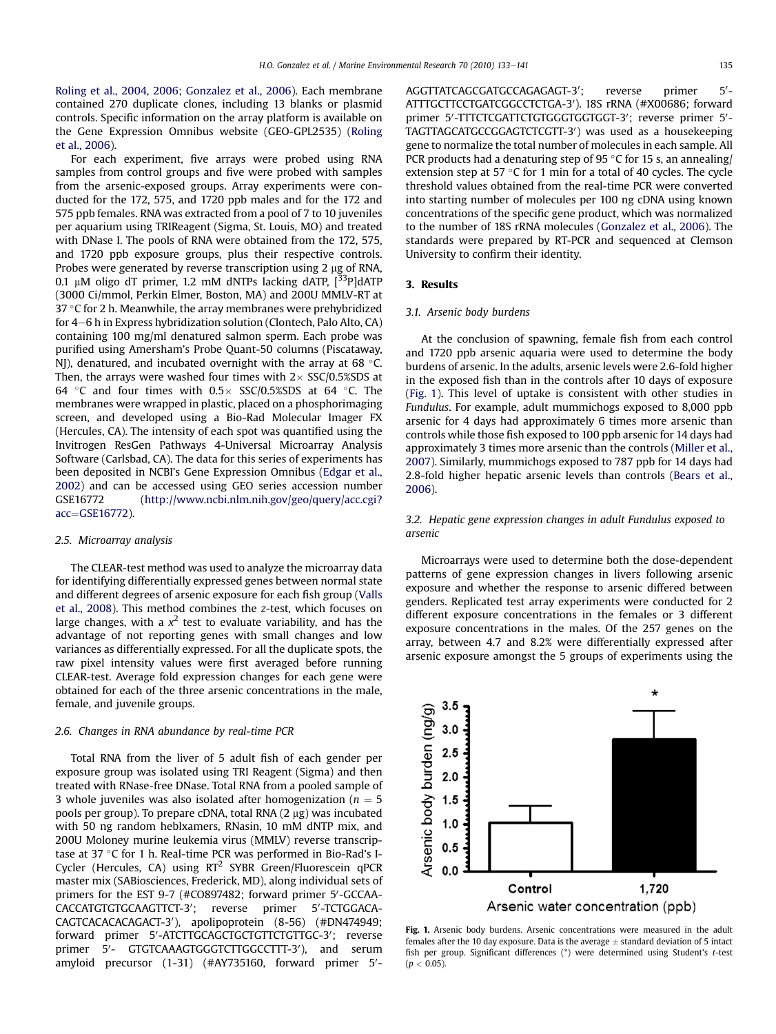Roling et al., 2004, 2006; Gonzalez et al., 2006). Each membrane contained 270 duplicate clones, including 13 blanks or plasmid controls. Specific information on the array platform is available on the Gene Expression Omnibus website (GEO-GPL2535) (Roling et al., 2006).

For each experiment, five arrays were probed using RNA samples from control groups and five were probed with samples from the arsenic-exposed groups. Array experiments were conducted for the 172, 575, and 1720 ppb males and for the 172 and 575 ppb females. RNA was extracted from a pool of 7 to 10 juveniles per aquarium using TRIReagent (Sigma, St. Louis, MO) and treated with DNase I. The pools of RNA were obtained from the 172, 575, and 1720 ppb exposure groups, plus their respective controls. Probes were generated by reverse transcription using 2 μg of RNA, 0.1 μM oligo dT primer, 1.2 mM dNTPs lacking dATP, [$^{33}$P]dATP (3000 Ci/mmol, Perkin Elmer, Boston, MA) and 200U MMLV-RT at 37 °C for 2 h. Meanwhile, the array membranes were prehybridized for 4–6 h in Express hybridization solution (Clontech, Palo Alto, CA) containing 100 mg/ml denatured salmon sperm. Each probe was purified using Amersham's Probe Quant-50 columns (Piscataway, NJ), denatured, and incubated overnight with the array at 68 °C. Then, the arrays were washed four times with 2× SSC/0.5%SDS at 64 °C and four times with 0.5× SSC/0.5%SDS at 64 °C. The membranes were wrapped in plastic, placed on a phosphorimaging screen, and developed using a Bio-Rad Molecular Imager FX (Hercules, CA). The intensity of each spot was quantified using the Invitrogen ResGen Pathways 4-Universal Microarray Analysis Software (Carlsbad, CA). The data for this series of experiments has been deposited in NCBI's Gene Expression Omnibus (Edgar et al., 2002) and can be accessed using GEO series accession number GSE16772 (http://www.ncbi.nlm.nih.gov/geo/query/acc.cgi?acc=GSE16772).

### 2.5. Microarray analysis

The CLEAR-test method was used to analyze the microarray data for identifying differentially expressed genes between normal state and different degrees of arsenic exposure for each fish group (Valls et al., 2008). This method combines the z-test, which focuses on large changes, with a $x^2$ test to evaluate variability, and has the advantage of not reporting genes with small changes and low variances as differentially expressed. For all the duplicate spots, the raw pixel intensity values were first averaged before running CLEAR-test. Average fold expression changes for each gene were obtained for each of the three arsenic concentrations in the male, female, and juvenile groups.

### 2.6. Changes in RNA abundance by real-time PCR

Total RNA from the liver of 5 adult fish of each gender per exposure group was isolated using TRI Reagent (Sigma) and then treated with RNase-free DNase. Total RNA from a pooled sample of 3 whole juveniles was also isolated after homogenization ($n = 5$ pools per group). To prepare cDNA, total RNA (2 μg) was incubated with 50 ng random heblxamers, RNasin, 10 mM dNTP mix, and 200U Moloney murine leukemia virus (MMLV) reverse transcriptase at 37 °C for 1 h. Real-time PCR was performed in Bio-Rad's I-Cycler (Hercules, CA) using RT$^2$ SYBR Green/Fluorescein qPCR master mix (SABiosciences, Frederick, MD), along individual sets of primers for the EST 9-7 (#CO897482; forward primer 5′-GCCAACACCATGTGTGCAAGTTCT-3′; reverse primer 5′-TCTGGACACAGTCACACACAGACT-3′), apolipoprotein (8-56) (#DN474949; forward primer 5′-ATCTTGCAGCTGCTGTTCTGTTGC-3′; reverse primer 5′- GTGTCAAAGTGGGTCTTGGCCTTT-3′), and serum amyloid precursor (1-31) (#AY735160, forward primer 5′-AGGTTATCAGCGATGCCAGAGAGT-3′; reverse primer 5′-ATTTGCTTCCTGATCGGCCTCTGA-3′). 18S rRNA (#X00686; forward primer 5′-TTTCTCGATTCTGTGGGTGGTGGT-3′; reverse primer 5′-TAGTTAGCATGCCGGAGTCTCGTT-3′) was used as a housekeeping gene to normalize the total number of molecules in each sample. All PCR products had a denaturing step of 95 °C for 15 s, an annealing/extension step at 57 °C for 1 min for a total of 40 cycles. The cycle threshold values obtained from the real-time PCR were converted into starting number of molecules per 100 ng cDNA using known concentrations of the specific gene product, which was normalized to the number of 18S rRNA molecules (Gonzalez et al., 2006). The standards were prepared by RT-PCR and sequenced at Clemson University to confirm their identity.

## 3. Results

### 3.1. Arsenic body burdens

At the conclusion of spawning, female fish from each control and 1720 ppb arsenic aquaria were used to determine the body burdens of arsenic. In the adults, arsenic levels were 2.6-fold higher in the exposed fish than in the controls after 10 days of exposure (Fig. 1). This level of uptake is consistent with other studies in *Fundulus*. For example, adult mummichogs exposed to 8,000 ppb arsenic for 4 days had approximately 6 times more arsenic than controls while those fish exposed to 100 ppb arsenic for 14 days had approximately 3 times more arsenic than the controls (Miller et al., 2007). Similarly, mummichogs exposed to 787 ppb for 14 days had 2.8-fold higher hepatic arsenic levels than controls (Bears et al., 2006).

### 3.2. Hepatic gene expression changes in adult Fundulus exposed to arsenic

Microarrays were used to determine both the dose-dependent patterns of gene expression changes in livers following arsenic exposure and whether the response to arsenic differed between genders. Replicated test array experiments were conducted for 2 different exposure concentrations in the females or 3 different exposure concentrations in the males. Of the 257 genes on the array, between 4.7 and 8.2% were differentially expressed after arsenic exposure amongst the 5 groups of experiments using the

**Fig. 1.** Arsenic body burdens. Arsenic concentrations were measured in the adult females after the 10 day exposure. Data is the average ± standard deviation of 5 intact fish per group. Significant differences (*) were determined using Student's *t*-test ($p < 0.05$).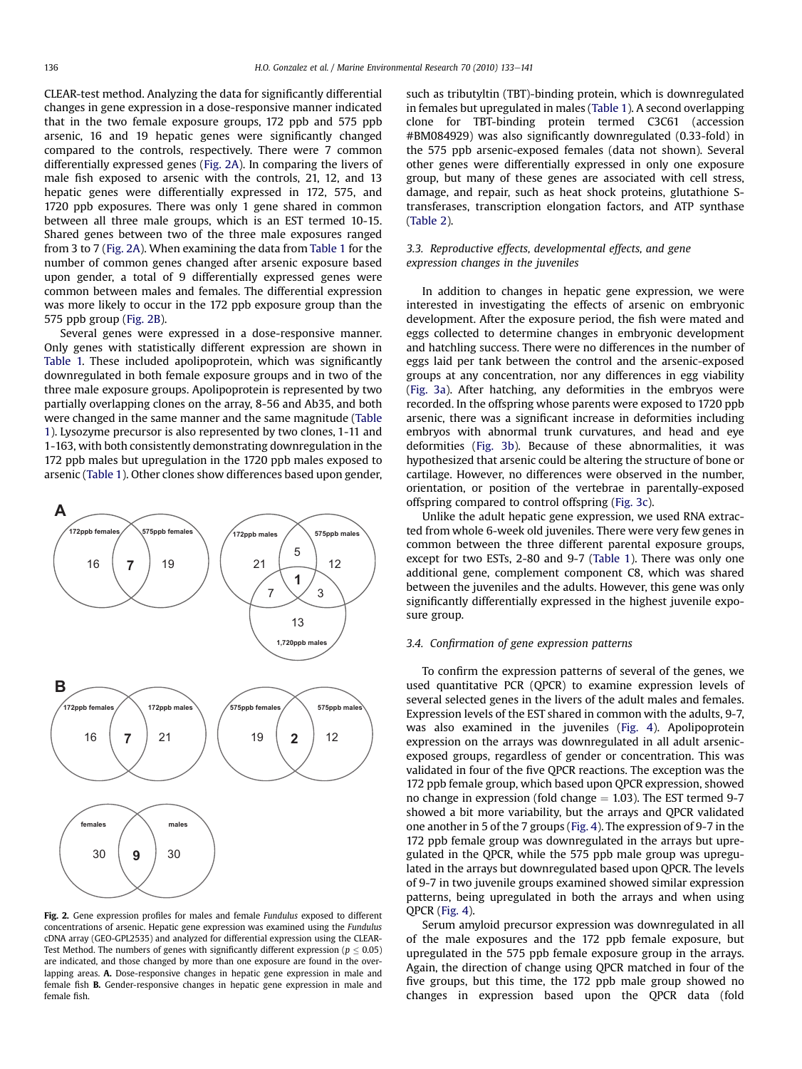CLEAR-test method. Analyzing the data for significantly differential changes in gene expression in a dose-responsive manner indicated that in the two female exposure groups, 172 ppb and 575 ppb arsenic, 16 and 19 hepatic genes were significantly changed compared to the controls, respectively. There were 7 common differentially expressed genes (Fig. 2A). In comparing the livers of male fish exposed to arsenic with the controls, 21, 12, and 13 hepatic genes were differentially expressed in 172, 575, and 1720 ppb exposures. There was only 1 gene shared in common between all three male groups, which is an EST termed 10-15. Shared genes between two of the three male exposures ranged from 3 to 7 (Fig. 2A). When examining the data from Table 1 for the number of common genes changed after arsenic exposure based upon gender, a total of 9 differentially expressed genes were common between males and females. The differential expression was more likely to occur in the 172 ppb exposure group than the 575 ppb group (Fig. 2B).

Several genes were expressed in a dose-responsive manner. Only genes with statistically different expression are shown in Table 1. These included apolipoprotein, which was significantly downregulated in both female exposure groups and in two of the three male exposure groups. Apolipoprotein is represented by two partially overlapping clones on the array, 8-56 and Ab35, and both were changed in the same manner and the same magnitude (Table 1). Lysozyme precursor is also represented by two clones, 1-11 and 1-163, with both consistently demonstrating downregulation in the 172 ppb males but upregulation in the 1720 ppb males exposed to arsenic (Table 1). Other clones show differences based upon gender, such as tributyltin (TBT)-binding protein, which is downregulated in females but upregulated in males (Table 1). A second overlapping clone for TBT-binding protein termed C3C61 (accession #BM084929) was also significantly downregulated (0.33-fold) in the 575 ppb arsenic-exposed females (data not shown). Several other genes were differentially expressed in only one exposure group, but many of these genes are associated with cell stress, damage, and repair, such as heat shock proteins, glutathione S-transferases, transcription elongation factors, and ATP synthase (Table 2).

**Fig. 2.** Gene expression profiles for males and female *Fundulus* exposed to different concentrations of arsenic. Hepatic gene expression was examined using the *Fundulus* cDNA array (GEO-GPL2535) and analyzed for differential expression using the CLEAR-Test Method. The numbers of genes with significantly different expression ($p \leq 0.05$) are indicated, and those changed by more than one exposure are found in the overlapping areas. **A.** Dose-responsive changes in hepatic gene expression in male and female fish **B.** Gender-responsive changes in hepatic gene expression in male and female fish.

### 3.3. Reproductive effects, developmental effects, and gene expression changes in the juveniles

In addition to changes in hepatic gene expression, we were interested in investigating the effects of arsenic on embryonic development. After the exposure period, the fish were mated and eggs collected to determine changes in embryonic development and hatchling success. There were no differences in the number of eggs laid per tank between the control and the arsenic-exposed groups at any concentration, nor any differences in egg viability (Fig. 3a). After hatching, any deformities in the embryos were recorded. In the offspring whose parents were exposed to 1720 ppb arsenic, there was a significant increase in deformities including embryos with abnormal trunk curvatures, and head and eye deformities (Fig. 3b). Because of these abnormalities, it was hypothesized that arsenic could be altering the structure of bone or cartilage. However, no differences were observed in the number, orientation, or position of the vertebrae in parentally-exposed offspring compared to control offspring (Fig. 3c).

Unlike the adult hepatic gene expression, we used RNA extracted from whole 6-week old juveniles. There were very few genes in common between the three different parental exposure groups, except for two ESTs, 2-80 and 9-7 (Table 1). There was only one additional gene, complement component C8, which was shared between the juveniles and the adults. However, this gene was only significantly differentially expressed in the highest juvenile exposure group.

### 3.4. Confirmation of gene expression patterns

To confirm the expression patterns of several of the genes, we used quantitative PCR (QPCR) to examine expression levels of several selected genes in the livers of the adult males and females. Expression levels of the EST shared in common with the adults, 9-7, was also examined in the juveniles (Fig. 4). Apolipoprotein expression on the arrays was downregulated in all adult arsenic-exposed groups, regardless of gender or concentration. This was validated in four of the five QPCR reactions. The exception was the 172 ppb female group, which based upon QPCR expression, showed no change in expression (fold change = 1.03). The EST termed 9-7 showed a bit more variability, but the arrays and QPCR validated one another in 5 of the 7 groups (Fig. 4). The expression of 9-7 in the 172 ppb female group was downregulated in the arrays but upregulated in the QPCR, while the 575 ppb male group was upregulated in the arrays but downregulated based upon QPCR. The levels of 9-7 in two juvenile groups examined showed similar expression patterns, being upregulated in both the arrays and when using QPCR (Fig. 4).

Serum amyloid precursor expression was downregulated in all of the male exposures and the 172 ppb female exposure, but upregulated in the 575 ppb female exposure group in the arrays. Again, the direction of change using QPCR matched in four of the five groups, but this time, the 172 ppb male group showed no changes in expression based upon the QPCR data (fold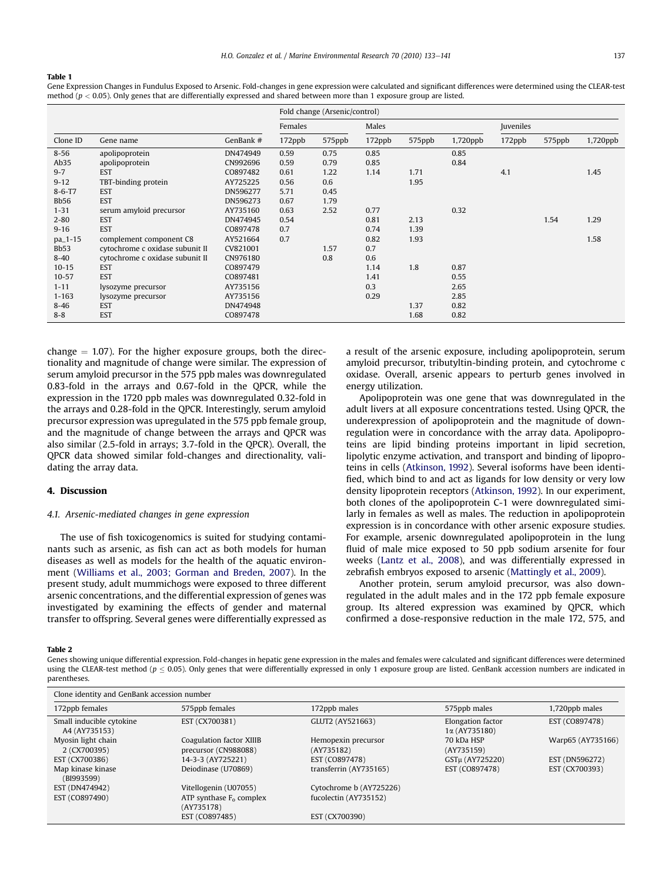**Table 1**
Gene Expression Changes in Fundulus Exposed to Arsenic. Fold-changes in gene expression were calculated and significant differences were determined using the CLEAR-test method ($p < 0.05$). Only genes that are differentially expressed and shared between more than 1 exposure group are listed.

| | | | Fold change (Arsenic/control) | | | | | | | |
|---|---|---|---|---|---|---|---|---|---|---|
| | | | Females | | Males | | | Juveniles | | |
| Clone ID | Gene name | GenBank # | 172ppb | 575ppb | 172ppb | 575ppb | 1,720ppb | 172ppb | 575ppb | 1,720ppb |
| 8-56 | apolipoprotein | DN474949 | 0.59 | 0.75 | 0.85 | | 0.85 | | | |
| Ab35 | apolipoprotein | CN992696 | 0.59 | 0.79 | 0.85 | | 0.84 | | | |
| 9-7 | EST | CO897482 | 0.61 | 1.22 | 1.14 | 1.71 | | 4.1 | | 1.45 |
| 9-12 | TBT-binding protein | AY725225 | 0.56 | 0.6 | | 1.95 | | | | |
| 8-6-T7 | EST | DN596277 | 5.71 | 0.45 | | | | | | |
| Bb56 | EST | DN596273 | 0.67 | 1.79 | | | | | | |
| 1-31 | serum amyloid precursor | AY735160 | 0.63 | 2.52 | 0.77 | | 0.32 | | | |
| 2-80 | EST | DN474945 | 0.54 | | 0.81 | 2.13 | | | 1.54 | 1.29 |
| 9-16 | EST | CO897478 | 0.7 | | 0.74 | 1.39 | | | | |
| pa_1-15 | complement component C8 | AY521664 | 0.7 | | 0.82 | 1.93 | | | | 1.58 |
| Bb53 | cytochrome c oxidase subunit II | CV821001 | | 1.57 | 0.7 | | | | | |
| 8-40 | cytochrome c oxidase subunit II | CN976180 | | 0.8 | 0.6 | | | | | |
| 10-15 | EST | CO897479 | | | 1.14 | 1.8 | 0.87 | | | |
| 10-57 | EST | CO897481 | | | 1.41 | | 0.55 | | | |
| 1-11 | lysozyme precursor | AY735156 | | | 0.3 | | 2.65 | | | |
| 1-163 | lysozyme precursor | AY735156 | | | 0.29 | | 2.85 | | | |
| 8-46 | EST | DN474948 | | | | 1.37 | 0.82 | | | |
| 8-8 | EST | CO897478 | | | | 1.68 | 0.82 | | | |

change = 1.07). For the higher exposure groups, both the directionality and magnitude of change were similar. The expression of serum amyloid precursor in the 575 ppb males was downregulated 0.83-fold in the arrays and 0.67-fold in the QPCR, while the expression in the 1720 ppb males was downregulated 0.32-fold in the arrays and 0.28-fold in the QPCR. Interestingly, serum amyloid precursor expression was upregulated in the 575 ppb female group, and the magnitude of change between the arrays and QPCR was also similar (2.5-fold in arrays; 3.7-fold in the QPCR). Overall, the QPCR data showed similar fold-changes and directionality, validating the array data.

## 4. Discussion

### 4.1. Arsenic-mediated changes in gene expression

The use of fish toxicogenomics is suited for studying contaminants such as arsenic, as fish can act as both models for human diseases as well as models for the health of the aquatic environment (Williams et al., 2003; Gorman and Breden, 2007). In the present study, adult mummichogs were exposed to three different arsenic concentrations, and the differential expression of genes was investigated by examining the effects of gender and maternal transfer to offspring. Several genes were differentially expressed as a result of the arsenic exposure, including apolipoprotein, serum amyloid precursor, tributyltin-binding protein, and cytochrome c oxidase. Overall, arsenic appears to perturb genes involved in energy utilization.

Apolipoprotein was one gene that was downregulated in the adult livers at all exposure concentrations tested. Using QPCR, the underexpression of apolipoprotein and the magnitude of downregulation were in concordance with the array data. Apolipoproteins are lipid binding proteins important in lipid secretion, lipolytic enzyme activation, and transport and binding of lipoproteins in cells (Atkinson, 1992). Several isoforms have been identified, which bind to and act as ligands for low density or very low density lipoprotein receptors (Atkinson, 1992). In our experiment, both clones of the apolipoprotein C-1 were downregulated similarly in females as well as males. The reduction in apolipoprotein expression is in concordance with other arsenic exposure studies. For example, arsenic downregulated apolipoprotein in the lung fluid of male mice exposed to 50 ppb sodium arsenite for four weeks (Lantz et al., 2008), and was differentially expressed in zebrafish embryos exposed to arsenic (Mattingly et al., 2009).

Another protein, serum amyloid precursor, was also downregulated in the adult males and in the 172 ppb female exposure group. Its altered expression was examined by QPCR, which confirmed a dose-responsive reduction in the male 172, 575, and

**Table 2**
Genes showing unique differential expression. Fold-changes in hepatic gene expression in the males and females were calculated and significant differences were determined using the CLEAR-test method ($p \leq 0.05$). Only genes that were differentially expressed in only 1 exposure group are listed. GenBank accession numbers are indicated in parentheses.

| Clone identity and GenBank accession number | | | | |
|---|---|---|---|---|
| 172ppb females | 575ppb females | 172ppb males | 575ppb males | 1,720ppb males |
| Small inducible cytokine A4 (AY735153) | EST (CX700381) | GLUT2 (AY521663) | Elongation factor 1α (AY735180) | EST (CO897478) |
| Myosin light chain 2 (CX700395) | Coagulation factor XIIIB precursor (CN988088) | Hemopexin precursor (AY735182) | 70 kDa HSP (AY735159) | Warp65 (AY735166) |
| EST (CX700386) | 14-3-3 (AY725221) | EST (CO897478) | GSTμ (AY725220) | EST (DN596272) |
| Map kinase kinase (BI993599) | Deiodinase (U70869) | transferrin (AY735165) | EST (CO897478) | EST (CX700393) |
| EST (DN474942) | Vitellogenin (U07055) | Cytochrome b (AY725226) | | |
| EST (CO897490) | ATP synthase $F_o$ complex (AY735178) | fucolectin (AY735152) | | |
| | EST (CO897485) | EST (CX700390) | | |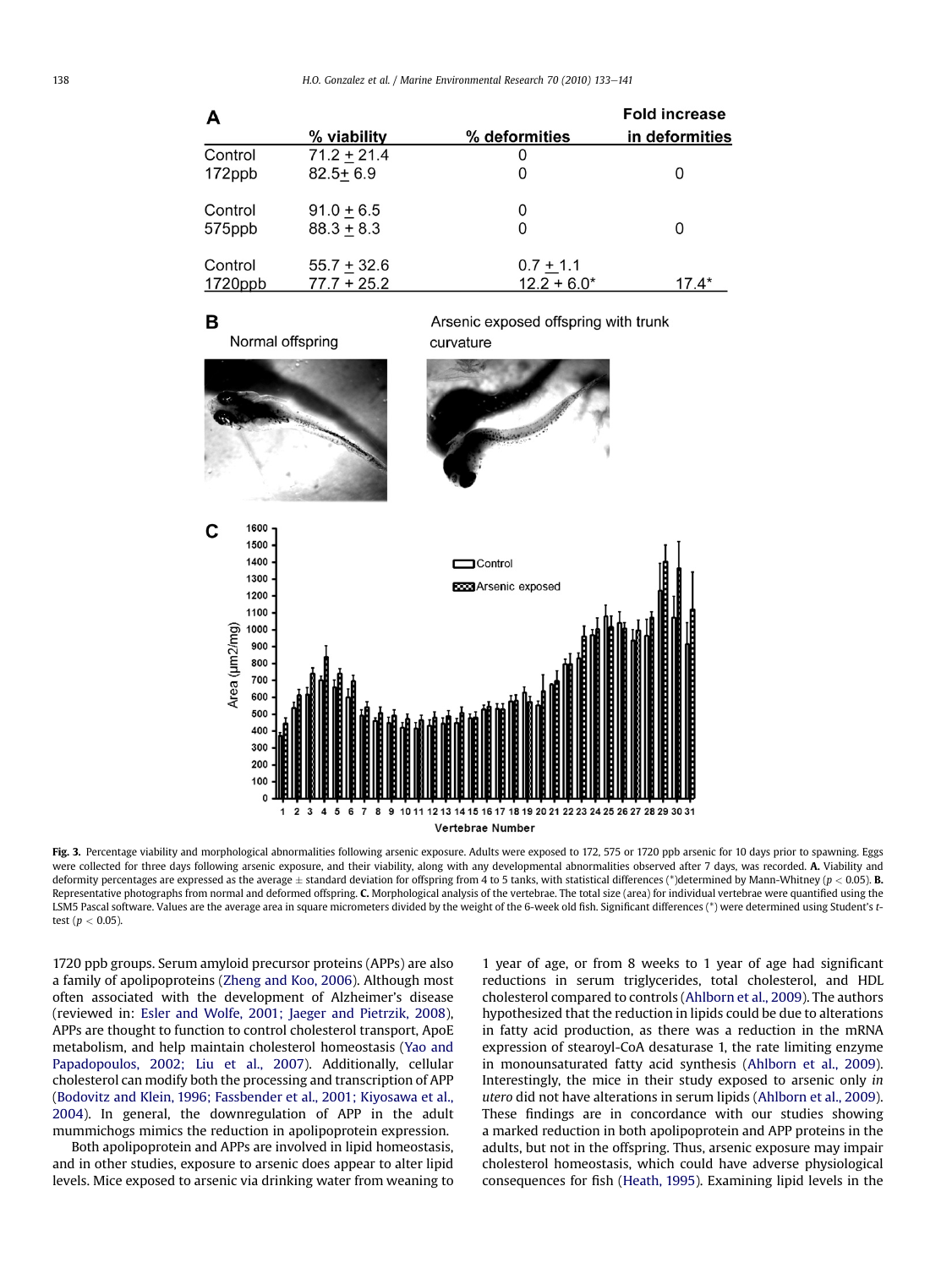**A**

| | % viability | % deformities | Fold increase in deformities |
|---|---|---|---|
| Control | 71.2 ± 21.4 | 0 | |
| 172ppb | 82.5± 6.9 | 0 | 0 |
| Control | 91.0 ± 6.5 | 0 | |
| 575ppb | 88.3 ± 8.3 | 0 | 0 |
| Control | 55.7 ± 32.6 | 0.7 ± 1.1 | |
| 1720ppb | 77.7 + 25.2 | 12.2 + 6.0* | 17.4* |

**B**

Normal offspring

Arsenic exposed offspring with trunk curvature

**C**

**Fig. 3.** Percentage viability and morphological abnormalities following arsenic exposure. Adults were exposed to 172, 575 or 1720 ppb arsenic for 10 days prior to spawning. Eggs were collected for three days following arsenic exposure, and their viability, along with any developmental abnormalities observed after 7 days, was recorded. **A.** Viability and deformity percentages are expressed as the average ± standard deviation for offspring from 4 to 5 tanks, with statistical differences (*)determined by Mann-Whitney ($p < 0.05$). **B.** Representative photographs from normal and deformed offspring. **C.** Morphological analysis of the vertebrae. The total size (area) for individual vertebrae were quantified using the LSM5 Pascal software. Values are the average area in square micrometers divided by the weight of the 6-week old fish. Significant differences (*) were determined using Student's *t*-test ($p < 0.05$).

1720 ppb groups. Serum amyloid precursor proteins (APPs) are also a family of apolipoproteins (Zheng and Koo, 2006). Although most often associated with the development of Alzheimer's disease (reviewed in: Esler and Wolfe, 2001; Jaeger and Pietrzik, 2008), APPs are thought to function to control cholesterol transport, ApoE metabolism, and help maintain cholesterol homeostasis (Yao and Papadopoulos, 2002; Liu et al., 2007). Additionally, cellular cholesterol can modify both the processing and transcription of APP (Bodovitz and Klein, 1996; Fassbender et al., 2001; Kiyosawa et al., 2004). In general, the downregulation of APP in the adult mummichogs mimics the reduction in apolipoprotein expression.

Both apolipoprotein and APPs are involved in lipid homeostasis, and in other studies, exposure to arsenic does appear to alter lipid levels. Mice exposed to arsenic via drinking water from weaning to 1 year of age, or from 8 weeks to 1 year of age had significant reductions in serum triglycerides, total cholesterol, and HDL cholesterol compared to controls (Ahlborn et al., 2009). The authors hypothesized that the reduction in lipids could be due to alterations in fatty acid production, as there was a reduction in the mRNA expression of stearoyl-CoA desaturase 1, the rate limiting enzyme in monounsaturated fatty acid synthesis (Ahlborn et al., 2009). Interestingly, the mice in their study exposed to arsenic only *in utero* did not have alterations in serum lipids (Ahlborn et al., 2009). These findings are in concordance with our studies showing a marked reduction in both apolipoprotein and APP proteins in the adults, but not in the offspring. Thus, arsenic exposure may impair cholesterol homeostasis, which could have adverse physiological consequences for fish (Heath, 1995). Examining lipid levels in the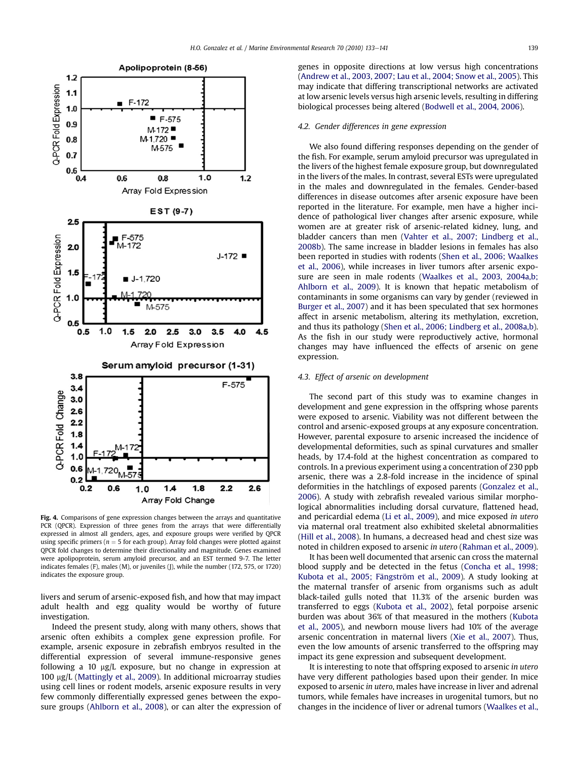**Fig. 4.** Comparisons of gene expression changes between the arrays and quantitative PCR (QPCR). Expression of three genes from the arrays that were differentially expressed in almost all genders, ages, and exposure groups were verified by QPCR using specific primers ($n = 5$ for each group). Array fold changes were plotted against QPCR fold changes to determine their directionality and magnitude. Genes examined were apolipoprotein, serum amyloid precursor, and an EST termed 9-7. The letter indicates females (F), males (M), or juveniles (J), while the number (172, 575, or 1720) indicates the exposure group.

livers and serum of arsenic-exposed fish, and how that may impact adult health and egg quality would be worthy of future investigation.

Indeed the present study, along with many others, shows that arsenic often exhibits a complex gene expression profile. For example, arsenic exposure in zebrafish embryos resulted in the differential expression of several immune-responsive genes following a 10 μg/L exposure, but no change in expression at 100 μg/L (Mattingly et al., 2009). In additional microarray studies using cell lines or rodent models, arsenic exposure results in very few commonly differentially expressed genes between the exposure groups (Ahlborn et al., 2008), or can alter the expression of genes in opposite directions at low versus high concentrations (Andrew et al., 2003, 2007; Lau et al., 2004; Snow et al., 2005). This may indicate that differing transcriptional networks are activated at low arsenic levels versus high arsenic levels, resulting in differing biological processes being altered (Bodwell et al., 2004, 2006).

### 4.2. Gender differences in gene expression

We also found differing responses depending on the gender of the fish. For example, serum amyloid precursor was upregulated in the livers of the highest female exposure group, but downregulated in the livers of the males. In contrast, several ESTs were upregulated in the males and downregulated in the females. Gender-based differences in disease outcomes after arsenic exposure have been reported in the literature. For example, men have a higher incidence of pathological liver changes after arsenic exposure, while women are at greater risk of arsenic-related kidney, lung, and bladder cancers than men (Vahter et al., 2007; Lindberg et al., 2008b). The same increase in bladder lesions in females has also been reported in studies with rodents (Shen et al., 2006; Waalkes et al., 2006), while increases in liver tumors after arsenic exposure are seen in male rodents (Waalkes et al., 2003, 2004a,b; Ahlborn et al., 2009). It is known that hepatic metabolism of contaminants in some organisms can vary by gender (reviewed in Burger et al., 2007) and it has been speculated that sex hormones affect in arsenic metabolism, altering its methylation, excretion, and thus its pathology (Shen et al., 2006; Lindberg et al., 2008a,b). As the fish in our study were reproductively active, hormonal changes may have influenced the effects of arsenic on gene expression.

### 4.3. Effect of arsenic on development

The second part of this study was to examine changes in development and gene expression in the offspring whose parents were exposed to arsenic. Viability was not different between the control and arsenic-exposed groups at any exposure concentration. However, parental exposure to arsenic increased the incidence of developmental deformities, such as spinal curvatures and smaller heads, by 17.4-fold at the highest concentration as compared to controls. In a previous experiment using a concentration of 230 ppb arsenic, there was a 2.8-fold increase in the incidence of spinal deformities in the hatchlings of exposed parents (Gonzalez et al., 2006). A study with zebrafish revealed various similar morphological abnormalities including dorsal curvature, flattened head, and pericardial edema (Li et al., 2009), and mice exposed *in utero* via maternal oral treatment also exhibited skeletal abnormalities (Hill et al., 2008). In humans, a decreased head and chest size was noted in children exposed to arsenic *in utero* (Rahman et al., 2009).

It has been well documented that arsenic can cross the maternal blood supply and be detected in the fetus (Concha et al., 1998; Kubota et al., 2005; Fängström et al., 2009). A study looking at the maternal transfer of arsenic from organisms such as adult black-tailed gulls noted that 11.3% of the arsenic burden was transferred to eggs (Kubota et al., 2002), fetal porpoise arsenic burden was about 36% of that measured in the mothers (Kubota et al., 2005), and newborn mouse livers had 10% of the average arsenic concentration in maternal livers (Xie et al., 2007). Thus, even the low amounts of arsenic transferred to the offspring may impact its gene expression and subsequent development.

It is interesting to note that offspring exposed to arsenic *in utero* have very different pathologies based upon their gender. In mice exposed to arsenic *in utero*, males have increase in liver and adrenal tumors, while females have increases in urogenital tumors, but no changes in the incidence of liver or adrenal tumors (Waalkes et al.,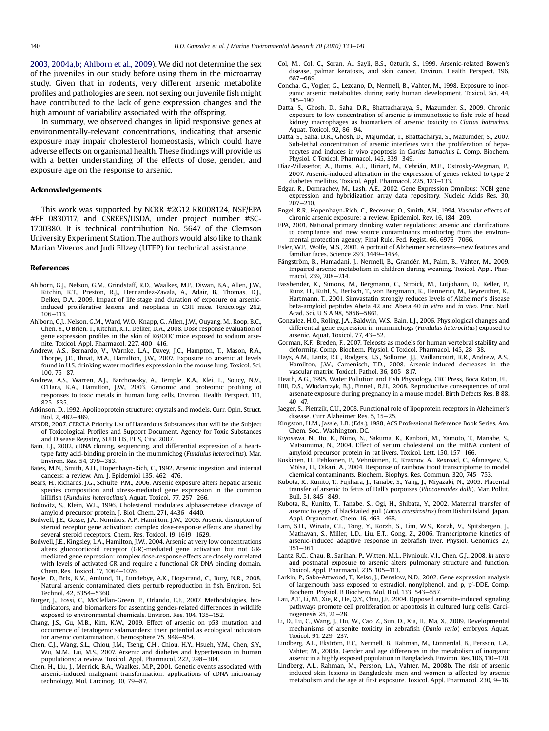2003, 2004a,b; Ahlborn et al., 2009). We did not determine the sex of the juveniles in our study before using them in the microarray study. Given that in rodents, very different arsenic metabolite profiles and pathologies are seen, not sexing our juvenile fish might have contributed to the lack of gene expression changes and the high amount of variability associated with the offspring.

In summary, we observed changes in lipid responsive genes at environmentally-relevant concentrations, indicating that arsenic exposure may impair cholesterol homeostasis, which could have adverse effects on organismal health. These findings will provide us with a better understanding of the effects of dose, gender, and exposure age on the response to arsenic.

## Acknowledgements

This work was supported by NCRR #2G12 RR008124, NSF/EPA #EF 0830117, and CSREES/USDA, under project number #SC-1700380. It is technical contribution No. 5647 of the Clemson University Experiment Station. The authors would also like to thank Marian Viveros and Judi Ellzey (UTEP) for technical assistance.

## References

Ahlborn, G.J., Nelson, G.M., Grindstaff, R.D., Waalkes, M.P., Diwan, B.A., Allen, J.W., Kitchin, K.T., Preston, R.J., Hernandez-Zavala, A., Adair, B., Thomas, D.J., Delker, D.A., 2009. Impact of life stage and duration of exposure on arsenic-induced proliferative lesions and neoplasia in C3H mice. Toxicology 262, 106–113.

Ahlborn, G.J., Nelson, G.M., Ward, W.O., Knapp, G., Allen, J.W., Ouyang, M., Roop, B.C., Chen, Y., O'Brien, T., Kitchin, K.T., Delker, D.A., 2008. Dose response evaluation of gene expression profiles in the skin of K6/ODC mice exposed to sodium arsenite. Toxicol. Appl. Pharmacol. 227, 400–416.

Andrew, A.S., Bernardo, V., Warnke, L.A., Davey, J.C., Hampton, T., Mason, R.A., Thorpe, J.E., Ihnat, M.A., Hamilton, J.W., 2007. Exposure to arsenic at levels found in U.S. drinking water modifies expression in the mouse lung. Toxicol. Sci. 100, 75–87.

Andrew, A.S., Warren, A.J., Barchowsky, A., Temple, K.A., Klei, L., Soucy, N.V., O'Hara, K.A., Hamilton, J.W., 2003. Genomic and proteomic profiling of responses to toxic metals in human lung cells. Environ. Health Perspect. 111, 825–835.

Atkinson, D., 1992. Apolipoprotein structure: crystals and models. Curr. Opin. Struct. Biol. 2, 482–489.

ATSDR, 2007. CERCLA Priority List of Hazardous Substances that will be the Subject of Toxicological Profiles and Support Document. Agency for Toxic Substances and Disease Registry, SUDHHS, PHS, City. 2007.

Bain, L.J., 2002. cDNA cloning, sequencing, and differential expression of a heart-type fatty acid-binding protein in the mummichog (*Fundulus heteroclitus*). Mar. Environ. Res. 54, 379–383.

Bates, M.N., Smith, A.H., Hopenhayn-Rich, C., 1992. Arsenic ingestion and internal cancers: a review. Am. J. Epidemiol 135, 462–476.

Bears, H., Richards, J.G., Schulte, P.M., 2006. Arsenic exposure alters hepatic arsenic species composition and stress-mediated gene expression in the common killifish (*Fundulus heteroclitus*). Aquat. Toxicol. 77, 257–266.

Bodovitz, S., Klein, W.L., 1996. Cholesterol modulates alphasecretase cleavage of amyloid precursor protein. J. Biol. Chem. 271, 4436–4440.

Bodwell, J.E., Gosse, J.A., Nomikos, A.P., Hamilton, J.W., 2006. Arsenic disruption of steroid receptor gene activation: complex dose-response effects are shared by several steroid receptors. Chem. Res. Toxicol. 19, 1619–1629.

Bodwell, J.E., Kingsley, L.A., Hamilton, J.W., 2004. Arsenic at very low concentrations alters glucocorticoid receptor (GR)-mediated gene activation but not GR-mediated gene repression: complex dose-response effects are closely correlated with levels of activated GR and require a functional GR DNA binding domain. Chem. Res. Toxicol. 17, 1064–1076.

Boyle, D., Brix, K.V., Amlund, H., Lundebye, A.K., Hogstrand, C., Bury, N.R., 2008. Natural arsenic contaminated diets perturb reproduction in fish. Environ. Sci. Technol. 42, 5354–5360.

Burger, J., Fossi, C., McClellan-Green, P., Orlando, E.F., 2007. Methodologies, bioindicators, and biomarkers for assenting gender-related differences in wildlife exposed to environmental chemicals. Environ. Res. 104, 135–152.

Chang, J.S., Gu, M.B., Kim, K.W., 2009. Effect of arsenic on p53 mutation and occurrence of teratogenic salamanders: their potential as ecological indicators for arsenic contamination. Chemosphere 75, 948–954.

Chen, C.J., Wang, S.L., Chiou, J.M., Tseng, C.H., Chiou, H.Y., Hsueh, Y.M., Chen, S.Y., Wu, M.M., Lai, M.S., 2007. Arsenic and diabetes and hypertension in human populations: a review. Toxicol. Appl. Pharmacol. 222, 298–304.

Chen, H., Liu, J., Merrick, B.A., Waalkes, M.P., 2001. Genetic events associated with arsenic-induced malignant transformation: applications of cDNA microarray technology. Mol. Carcinog. 30, 79–87.

Col, M., Col, C., Soran, A., Sayli, B.S., Ozturk, S., 1999. Arsenic-related Bowen's disease, palmar keratosis, and skin cancer. Environ. Health Perspect. 196, 687–689.

Concha, G., Vogler, G., Lezcano, D., Nermell, B., Vahter, M., 1998. Exposure to inorganic arsenic metabolites during early human development. Toxicol. Sci. 44, 185–190.

Datta, S., Ghosh, D., Saha, D.R., Bhattacharaya, S., Mazumder, S., 2009. Chronic exposure to low concentration of arsenic is immunotoxic to fish: role of head kidney macrophages as biomarkers of arsenic toxicity to *Clarias batrachus*. Aquat. Toxicol. 92, 86–94.

Datta, S., Saha, D.R., Ghosh, D., Majumdar, T., Bhattacharya, S., Mazumder, S., 2007. Sub-lethal concentration of arsenic interferes with the proliferation of hepatocytes and induces in vivo apoptosis in *Clarias batrachus L*. Comp. Biochem. Physiol. C Toxicol. Pharmacol. 145, 339–349.

Díaz-Villaseñor, A., Burns, A.L., Hiriart, M., Cebrián, M.E., Ostrosky-Wegman, P., 2007. Arsenic-induced alteration in the expression of genes related to type 2 diabetes mellitus. Toxicol. Appl. Pharmacol. 225, 123–133.

Edgar, R., Domrachev, M., Lash, A.E., 2002. Gene Expression Omnibus: NCBI gene expression and hybridization array data repository. Nucleic Acids Res. 30, 207–210.

Engel, R.R., Hopenhayn-Rich, C., Receveur, O., Smith, A.H., 1994. Vascular effects of chronic arsenic exposure: a review. Epidemiol. Rev. 16, 184–209.

EPA, 2001. National primary drinking water regulations; arsenic and clarifications to compliance and new source contaminants monitoring from the environmental protection agency; Final Rule. Fed. Regist. 66, 6976–7066.

Esler, W.P., Wolfe, M.S., 2001. A portrait of Alzheimer secretases—new features and familiar faces. Science 293, 1449–1454.

Fängström, B., Hamadani, J., Nermell, B., Grandér, M., Palm, B., Vahter, M., 2009. Impaired arsenic metabolism in children during weaning. Toxicol. Appl. Pharmacol. 239, 208–214.

Fassbender, K., Simons, M., Bergmann, C., Stroick, M., Lutjohann, D., Keller, P., Runz, H., Kuhl, S., Bertsch, T., von Bergmann, K., Hennerici, M., Beyreuther, K., Hartmann, T., 2001. Simvastatin strongly reduces levels of Alzheimer's disease beta-amyloid peptides Abeta 42 and Abeta 40 *in vitro* and *in vivo*. Proc. Natl. Acad. Sci. U S A 98, 5856–5861.

Gonzalez, H.O., Roling, J.A., Baldwin, W.S., Bain, L.J., 2006. Physiological changes and differential gene expression in mummichogs (*Fundulus heteroclitus*) exposed to arsenic. Aquat. Toxicol. 77, 43–52.

Gorman, K.F., Breden, F., 2007. Teleosts as models for human vertebral stability and deformity. Comp. Biochem. Physiol. C Toxicol. Pharmacol. 145, 28–38.

Hays, A.M., Lantz, R.C., Rodgers, L.S., Sollome, J.J., Vaillancourt, R.R., Andrew, A.S., Hamilton, J.W., Camenisch, T.D., 2008. Arsenic-induced decreases in the vascular matrix. Toxicol. Pathol. 36, 805–817.

Heath, A.G., 1995. Water Pollution and Fish Physiology. CRC Press, Boca Raton, FL.

Hill, D.S., Wlodarczyk, B.J., Finnell, R.H., 2008. Reproductive consequences of oral arsenate exposure during pregnancy in a mouse model. Birth Defects Res. B 88, 40–47.

Jaeger, S., Pietrzik, C.U., 2008. Functional role of lipoprotein receptors in Alzheimer's disease. Curr Alzheimer Res. 5, 15–25.

Kingston, H.M., Jassie, L.B. (Eds.), 1988, ACS Professional Reference Book Series. Am. Chem. Soc., Washington, DC.

Kiyosawa, N., Ito, K., Niino, N., Sakuma, K., Kanbori, M., Yamoto, T., Manabe, S., Matsunuma, N., 2004. Effect of serum cholesterol on the mRNA content of amyloid precursor protein in rat livers. Toxicol. Lett. 150, 157–166.

Koskinen, H., Pehkonen, P., Vehniäinen, E., Krasnov, A., Rexroad, C., Afanasyev, S., Mölsa, H., Oikari, A., 2004. Response of rainbow trout transcriptome to model chemical contaminants. Biochem. Biophys. Res. Commun. 320, 745–753.

Kubota, R., Kunito, T., Fujihara, J., Tanabe, S., Yang, J., Miyazaki, N., 2005. Placental transfer of arsenic to fetus of Dall's porpoises (*Phocoenoides dalli*). Mar. Pollut. Bull. 51, 845–849.

Kubota, R., Kunito, T., Tanabe, S., Ogi, H., Shibata, Y., 2002. Maternal transfer of arsenic to eggs of blacktailed gull (*Larus crassirostris*) from Rishiri Island. Japan. Appl. Organomet. Chem. 16, 463–468.

Lam, S.H., Winata, C.L., Tong, Y., Korzh, S., Lim, W.S., Korzh, V., Spitsbergen, J., Mathavan, S., Miller, L.D., Liu, E.T., Gong, Z., 2006. Transcriptome kinetics of arsenic-induced adaptive response in zebrafish liver. Physiol. Genomics 27, 351–361.

Lantz, R.C., Chau, B., Sarihan, P., Witten, M.L., Pivniouk, V.I., Chen, G.J., 2008. *In utero* and postnatal exposure to arsenic alters pulmonary structure and function. Toxicol. Appl. Pharmacol. 235, 105–113.

Larkin, P., Sabo-Attwood, T., Kelso, J., Denslow, N.D., 2002. Gene expression analysis of largemouth bass exposed to estradiol, nonylphenol, and p, p′-DDE. Comp. Biochem. Physiol. B Biochem. Mol. Biol. 133, 543–557.

Lau, A.T., Li, M., Xie, R., He, Q.Y., Chiu, J.F., 2004. Opposed arsenite-induced signaling pathways promote cell proliferation or apoptosis in cultured lung cells. Carcinogenesis 25, 21–28.

Li, D., Lu, C., Wang, J., Hu, W., Cao, Z., Sun, D., Xia, H., Ma, X., 2009. Developmental mechanisms of arsenite toxicity in zebrafish (*Danio rerio*) embryos. Aquat. Toxicol. 91, 229–237.

Lindberg, A.L., Ekström, E.C., Nermell, B., Rahman, M., Lönnerdal, B., Persson, L.A., Vahter, M., 2008a. Gender and age differences in the metabolism of inorganic arsenic in a highly exposed population in Bangladesh. Environ. Res. 106, 110–120.

Lindberg, A.L., Rahman, M., Persson, L.A., Vahter, M., 2008b. The risk of arsenic induced skin lesions in Bangladeshi men and women is affected by arsenic metabolism and the age at first exposure. Toxicol. Appl. Pharmacol. 230, 9–16.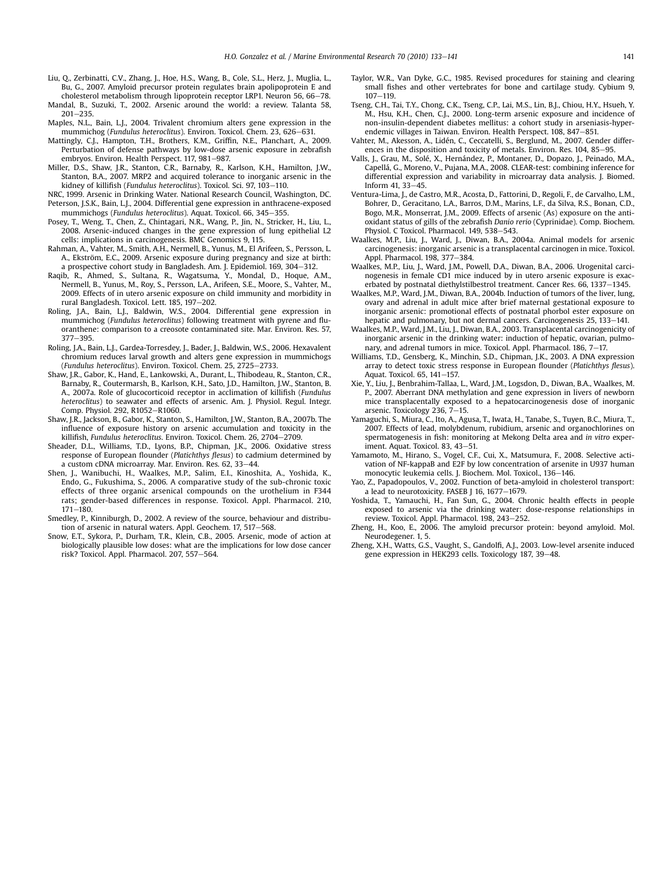Liu, Q., Zerbinatti, C.V., Zhang, J., Hoe, H.S., Wang, B., Cole, S.L., Herz, J., Muglia, L., Bu, G., 2007. Amyloid precursor protein regulates brain apolipoprotein E and cholesterol metabolism through lipoprotein receptor LRP1. Neuron 56, 66–78.

Mandal, B., Suzuki, T., 2002. Arsenic around the world: a review. Talanta 58, 201–235.

Maples, N.L., Bain, L.J., 2004. Trivalent chromium alters gene expression in the mummichog (*Fundulus heteroclitus*). Environ. Toxicol. Chem. 23, 626–631.

Mattingly, C.J., Hampton, T.H., Brothers, K.M., Griffin, N.E., Planchart, A., 2009. Perturbation of defense pathways by low-dose arsenic exposure in zebrafish embryos. Environ. Health Perspect. 117, 981–987.

Miller, D.S., Shaw, J.R., Stanton, C.R., Barnaby, R., Karlson, K.H., Hamilton, J.W., Stanton, B.A., 2007. MRP2 and acquired tolerance to inorganic arsenic in the kidney of killifish (*Fundulus heteroclitus*). Toxicol. Sci. 97, 103–110.

NRC, 1999. Arsenic in Drinking Water. National Research Council, Washington, DC.

Peterson, J.S.K., Bain, L.J., 2004. Differential gene expression in anthracene-exposed mummichogs (*Fundulus heteroclitus*). Aquat. Toxicol. 66, 345–355.

Posey, T., Weng, T., Chen, Z., Chintagari, N.R., Wang, P., Jin, N., Stricker, H., Liu, L., 2008. Arsenic-induced changes in the gene expression of lung epithelial L2 cells: implications in carcinogenesis. BMC Genomics 9, 115.

Rahman, A., Vahter, M., Smith, A.H., Nermell, B., Yunus, M., El Arifeen, S., Persson, L. A., Ekström, E.C., 2009. Arsenic exposure during pregnancy and size at birth: a prospective cohort study in Bangladesh. Am. J. Epidemiol. 169, 304–312.

Raqib, R., Ahmed, S., Sultana, R., Wagatsuma, Y., Mondal, D., Hoque, A.M., Nermell, B., Yunus, M., Roy, S., Persson, L.A., Arifeen, S.E., Moore, S., Vahter, M., 2009. Effects of in utero arsenic exposure on child immunity and morbidity in rural Bangladesh. Toxicol. Lett. 185, 197–202.

Roling, J.A., Bain, L.J., Baldwin, W.S., 2004. Differential gene expression in mummichog (*Fundulus heteroclitus*) following treatment with pyrene and fluoranthene: comparison to a creosote contaminated site. Mar. Environ. Res. 57, 377–395.

Roling, J.A., Bain, L.J., Gardea-Torresdey, J., Bader, J., Baldwin, W.S., 2006. Hexavalent chromium reduces larval growth and alters gene expression in mummichogs (*Fundulus heteroclitus*). Environ. Toxicol. Chem. 25, 2725–2733.

Shaw, J.R., Gabor, K., Hand, E., Lankowski, A., Durant, L., Thibodeau, R., Stanton, C.R., Barnaby, R., Coutermarsh, B., Karlson, K.H., Sato, J.D., Hamilton, J.W., Stanton, B. A., 2007a. Role of glucocorticoid receptor in acclimation of killifish (*Fundulus heteroclitus*) to seawater and effects of arsenic. Am. J. Physiol. Regul. Integr. Comp. Physiol. 292, R1052–R1060.

Shaw, J.R., Jackson, B., Gabor, K., Stanton, S., Hamilton, J.W., Stanton, B.A., 2007b. The influence of exposure history on arsenic accumulation and toxicity in the killifish, *Fundulus heteroclitus*. Environ. Toxicol. Chem. 26, 2704–2709.

Sheader, D.L., Williams, T.D., Lyons, B.P., Chipman, J.K., 2006. Oxidative stress response of European flounder (*Platichthys flesus*) to cadmium determined by a custom cDNA microarray. Mar. Environ. Res. 62, 33–44.

Shen, J., Wanibuchi, H., Waalkes, M.P., Salim, E.I., Kinoshita, A., Yoshida, K., Endo, G., Fukushima, S., 2006. A comparative study of the sub-chronic toxic effects of three organic arsenical compounds on the urothelium in F344 rats; gender-based differences in response. Toxicol. Appl. Pharmacol. 210, 171–180.

Smedley, P., Kinniburgh, D., 2002. A review of the source, behaviour and distribution of arsenic in natural waters. Appl. Geochem. 17, 517–568.

Snow, E.T., Sykora, P., Durham, T.R., Klein, C.B., 2005. Arsenic, mode of action at biologically plausible low doses: what are the implications for low dose cancer risk? Toxicol. Appl. Pharmacol. 207, 557–564.

Taylor, W.R., Van Dyke, G.C., 1985. Revised procedures for staining and clearing small fishes and other vertebrates for bone and cartilage study. Cybium 9, 107–119.

Tseng, C.H., Tai, T.Y., Chong, C.K., Tseng, C.P., Lai, M.S., Lin, B.J., Chiou, H.Y., Hsueh, Y. M., Hsu, K.H., Chen, C.J., 2000. Long-term arsenic exposure and incidence of non-insulin-dependent diabetes mellitus: a cohort study in arseniasis-hyperendemic villages in Taiwan. Environ. Health Perspect. 108, 847–851.

Vahter, M., Akesson, A., Lidén, C., Ceccatelli, S., Berglund, M., 2007. Gender differences in the disposition and toxicity of metals. Environ. Res. 104, 85–95.

Valls, J., Grau, M., Solé, X., Hernández, P., Montaner, D., Dopazo, J., Peinado, M.A., Capellá, G., Moreno, V., Pujana, M.A., 2008. CLEAR-test: combining inference for differential expression and variability in microarray data analysis. J. Biomed. Inform 41, 33–45.

Ventura-Lima, J., de Castro, M.R., Acosta, D., Fattorini, D., Regoli, F., de Carvalho, L.M., Bohrer, D., Geracitano, L.A., Barros, D.M., Marins, L.F., da Silva, R.S., Bonan, C.D., Bogo, M.R., Monserrat, J.M., 2009. Effects of arsenic (As) exposure on the antioxidant status of gills of the zebrafish *Danio rerio* (Cyprinidae). Comp. Biochem. Physiol. C Toxicol. Pharmacol. 149, 538–543.

Waalkes, M.P., Liu, J., Ward, J., Diwan, B.A., 2004a. Animal models for arsenic carcinogenesis: inorganic arsenic is a transplacental carcinogen in mice. Toxicol. Appl. Pharmacol. 198, 377–384.

Waalkes, M.P., Liu, J., Ward, J.M., Powell, D.A., Diwan, B.A., 2006. Urogenital carcinogenesis in female CD1 mice induced by in utero arsenic exposure is exacerbated by postnatal diethylstilbestrol treatment. Cancer Res. 66, 1337–1345.

Waalkes, M.P., Ward, J.M., Diwan, B.A., 2004b. Induction of tumors of the liver, lung, ovary and adrenal in adult mice after brief maternal gestational exposure to inorganic arsenic: promotional effects of postnatal phorbol ester exposure on hepatic and pulmonary, but not dermal cancers. Carcinogenesis 25, 133–141.

Waalkes, M.P., Ward, J.M., Liu, J., Diwan, B.A., 2003. Transplacental carcinogenicity of inorganic arsenic in the drinking water: induction of hepatic, ovarian, pulmonary, and adrenal tumors in mice. Toxicol. Appl. Pharmacol. 186, 7–17.

Williams, T.D., Gensberg, K., Minchin, S.D., Chipman, J.K., 2003. A DNA expression array to detect toxic stress response in European flounder (*Platichthys flesus*). Aquat. Toxicol. 65, 141–157.

Xie, Y., Liu, J., Benbrahim-Tallaa, L., Ward, J.M., Logsdon, D., Diwan, B.A., Waalkes, M. P., 2007. Aberrant DNA methylation and gene expression in livers of newborn mice transplacentally exposed to a hepatocarcinogenesis dose of inorganic arsenic. Toxicology 236, 7–15.

Yamaguchi, S., Miura, C., Ito, A., Agusa, T., Iwata, H., Tanabe, S., Tuyen, B.C., Miura, T., 2007. Effects of lead, molybdenum, rubidium, arsenic and organochlorines on spermatogenesis in fish: monitoring at Mekong Delta area and *in vitro* experiment. Aquat. Toxicol. 83, 43–51.

Yamamoto, M., Hirano, S., Vogel, C.F., Cui, X., Matsumura, F., 2008. Selective activation of NF-kappaB and E2F by low concentration of arsenite in U937 human monocytic leukemia cells. J. Biochem. Mol. Toxicol., 136–146.

Yao, Z., Papadopoulos, V., 2002. Function of beta-amyloid in cholesterol transport: a lead to neurotoxicity. FASEB J 16, 1677–1679.

Yoshida, T., Yamauchi, H., Fan Sun, G., 2004. Chronic health effects in people exposed to arsenic via the drinking water: dose-response relationships in review. Toxicol. Appl. Pharmacol. 198, 243–252.

Zheng, H., Koo, E., 2006. The amyloid precursor protein: beyond amyloid. Mol. Neurodegener. 1, 5.

Zheng, X.H., Watts, G.S., Vaught, S., Gandolfi, A.J., 2003. Low-level arsenite induced gene expression in HEK293 cells. Toxicology 187, 39–48.